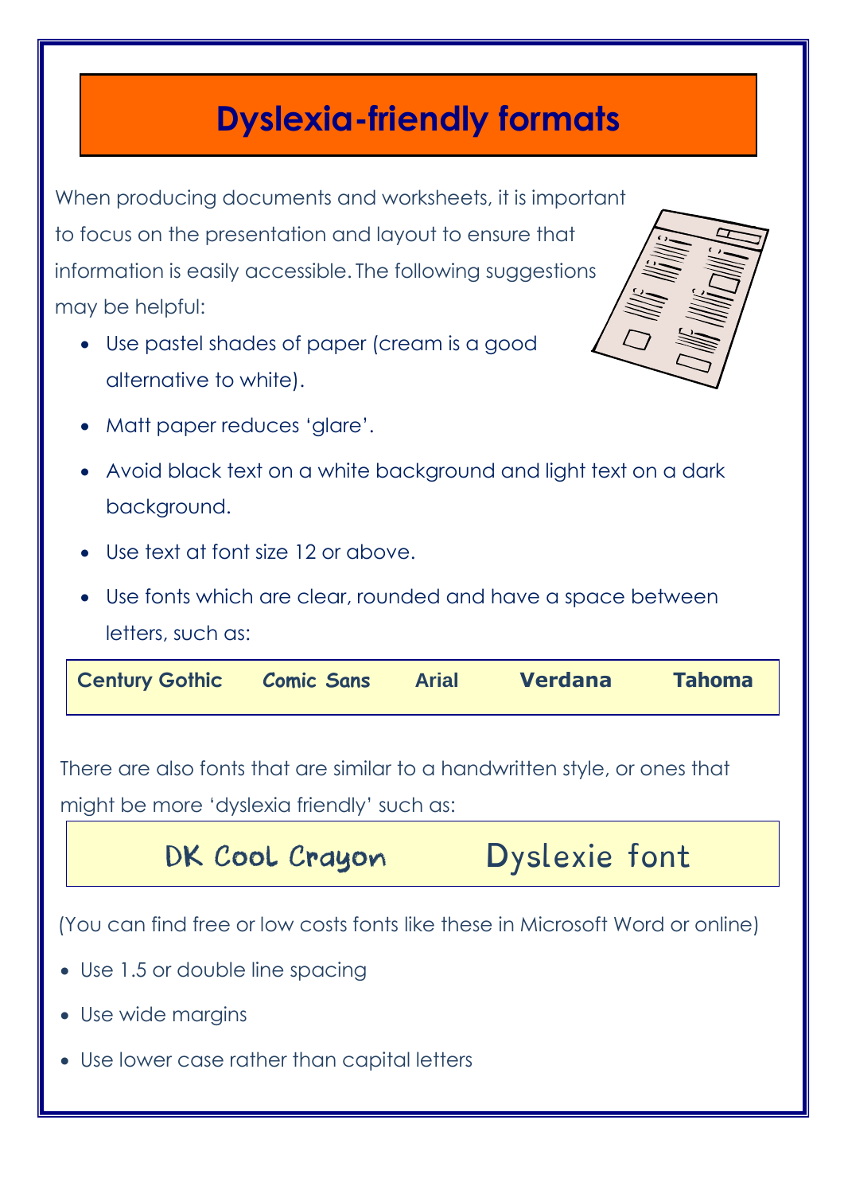# Dyslexia-friendly formats

When producing documents and worksheets, it is important to focus on the presentation and layout to ensure that information is easily accessible. The following suggestions may be helpful:

- Use pastel shades of paper (cream is a good alternative to white).
- Matt paper reduces 'glare'.
- Avoid black text on a white background and light text on a dark background.
- Use text at font size 12 or above.
- Use fonts which are clear, rounded and have a space between letters, such as:

**Century Gothic** **Comic Sans** **Arial** **Verdana** **Tahoma**

There are also fonts that are similar to a handwritten style, or ones that might be more 'dyslexia friendly' such as:

DK Cool Crayon Dyslexie font

(You can find free or low costs fonts like these in Microsoft Word or online)

- Use 1.5 or double line spacing
- Use wide margins
- Use lower case rather than capital letters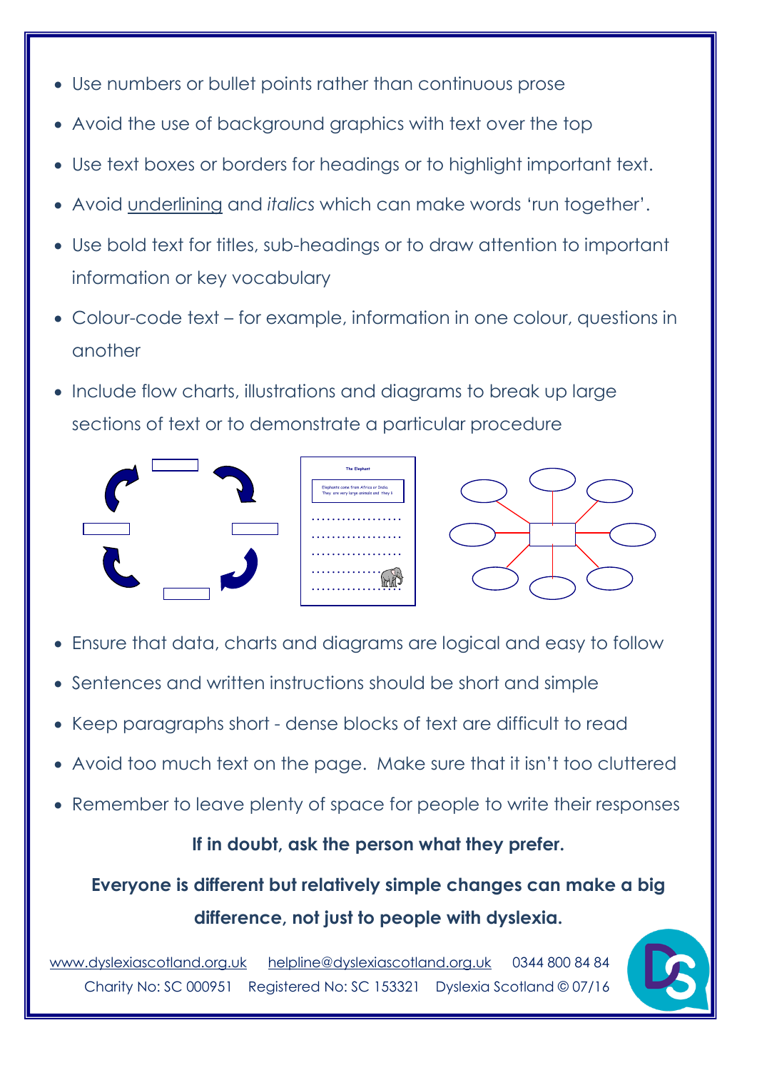- Use numbers or bullet points rather than continuous prose
- Avoid the use of background graphics with text over the top
- Use text boxes or borders for headings or to highlight important text.
- Avoid underlining and *italics* which can make words 'run together'.
- Use bold text for titles, sub-headings or to draw attention to important information or key vocabulary
- Colour-code text – for example, information in one colour, questions in another
- Include flow charts, illustrations and diagrams to break up large sections of text or to demonstrate a particular procedure

The Elephant

Elephants come from Africa or India. They are very large animals and they li

- Ensure that data, charts and diagrams are logical and easy to follow
- Sentences and written instructions should be short and simple
- Keep paragraphs short - dense blocks of text are difficult to read
- Avoid too much text on the page. Make sure that it isn't too cluttered
- Remember to leave plenty of space for people to write their responses

**If in doubt, ask the person what they prefer.**

**Everyone is different but relatively simple changes can make a big difference, not just to people with dyslexia.**

www.dyslexiascotland.org.uk helpline@dyslexiascotland.org.uk 0344 800 84 84
Charity No: SC 000951 Registered No: SC 153321 Dyslexia Scotland © 07/16